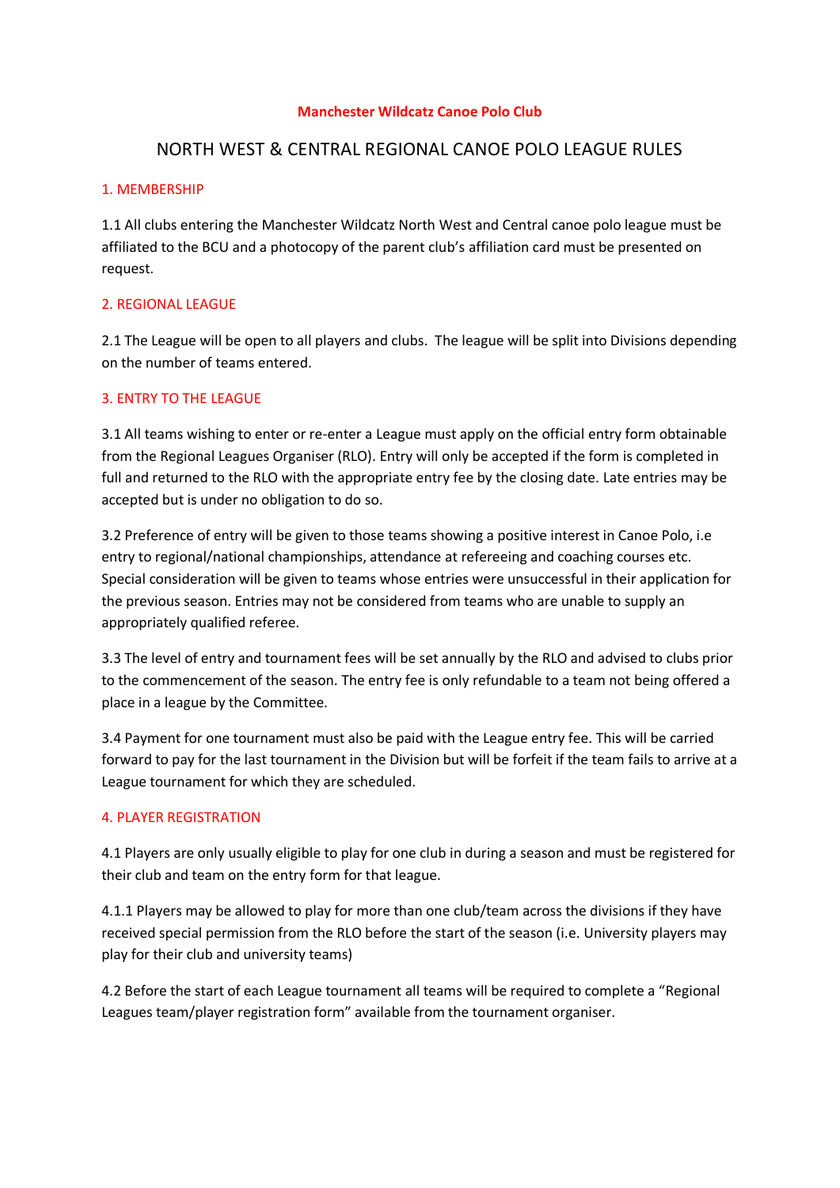**Manchester Wildcatz Canoe Polo Club**

# NORTH WEST & CENTRAL REGIONAL CANOE POLO LEAGUE RULES

## 1. MEMBERSHIP

1.1 All clubs entering the Manchester Wildcatz North West and Central canoe polo league must be affiliated to the BCU and a photocopy of the parent club's affiliation card must be presented on request.

## 2. REGIONAL LEAGUE

2.1 The League will be open to all players and clubs. The league will be split into Divisions depending on the number of teams entered.

## 3. ENTRY TO THE LEAGUE

3.1 All teams wishing to enter or re-enter a League must apply on the official entry form obtainable from the Regional Leagues Organiser (RLO). Entry will only be accepted if the form is completed in full and returned to the RLO with the appropriate entry fee by the closing date. Late entries may be accepted but is under no obligation to do so.

3.2 Preference of entry will be given to those teams showing a positive interest in Canoe Polo, i.e entry to regional/national championships, attendance at refereeing and coaching courses etc. Special consideration will be given to teams whose entries were unsuccessful in their application for the previous season. Entries may not be considered from teams who are unable to supply an appropriately qualified referee.

3.3 The level of entry and tournament fees will be set annually by the RLO and advised to clubs prior to the commencement of the season. The entry fee is only refundable to a team not being offered a place in a league by the Committee.

3.4 Payment for one tournament must also be paid with the League entry fee. This will be carried forward to pay for the last tournament in the Division but will be forfeit if the team fails to arrive at a League tournament for which they are scheduled.

## 4. PLAYER REGISTRATION

4.1 Players are only usually eligible to play for one club in during a season and must be registered for their club and team on the entry form for that league.

4.1.1 Players may be allowed to play for more than one club/team across the divisions if they have received special permission from the RLO before the start of the season (i.e. University players may play for their club and university teams)

4.2 Before the start of each League tournament all teams will be required to complete a "Regional Leagues team/player registration form" available from the tournament organiser.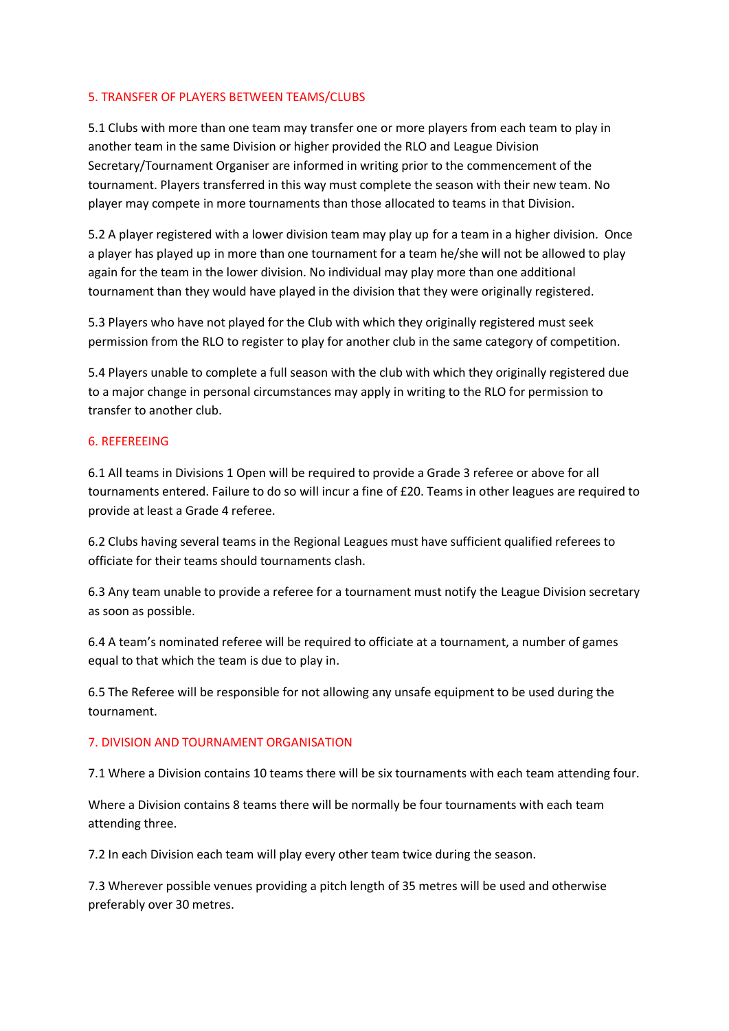## 5. TRANSFER OF PLAYERS BETWEEN TEAMS/CLUBS

5.1 Clubs with more than one team may transfer one or more players from each team to play in another team in the same Division or higher provided the RLO and League Division Secretary/Tournament Organiser are informed in writing prior to the commencement of the tournament. Players transferred in this way must complete the season with their new team. No player may compete in more tournaments than those allocated to teams in that Division.

5.2 A player registered with a lower division team may play up for a team in a higher division. Once a player has played up in more than one tournament for a team he/she will not be allowed to play again for the team in the lower division. No individual may play more than one additional tournament than they would have played in the division that they were originally registered.

5.3 Players who have not played for the Club with which they originally registered must seek permission from the RLO to register to play for another club in the same category of competition.

5.4 Players unable to complete a full season with the club with which they originally registered due to a major change in personal circumstances may apply in writing to the RLO for permission to transfer to another club.

## 6. REFEREEING

6.1 All teams in Divisions 1 Open will be required to provide a Grade 3 referee or above for all tournaments entered. Failure to do so will incur a fine of £20. Teams in other leagues are required to provide at least a Grade 4 referee.

6.2 Clubs having several teams in the Regional Leagues must have sufficient qualified referees to officiate for their teams should tournaments clash.

6.3 Any team unable to provide a referee for a tournament must notify the League Division secretary as soon as possible.

6.4 A team's nominated referee will be required to officiate at a tournament, a number of games equal to that which the team is due to play in.

6.5 The Referee will be responsible for not allowing any unsafe equipment to be used during the tournament.

## 7. DIVISION AND TOURNAMENT ORGANISATION

7.1 Where a Division contains 10 teams there will be six tournaments with each team attending four.

Where a Division contains 8 teams there will be normally be four tournaments with each team attending three.

7.2 In each Division each team will play every other team twice during the season.

7.3 Wherever possible venues providing a pitch length of 35 metres will be used and otherwise preferably over 30 metres.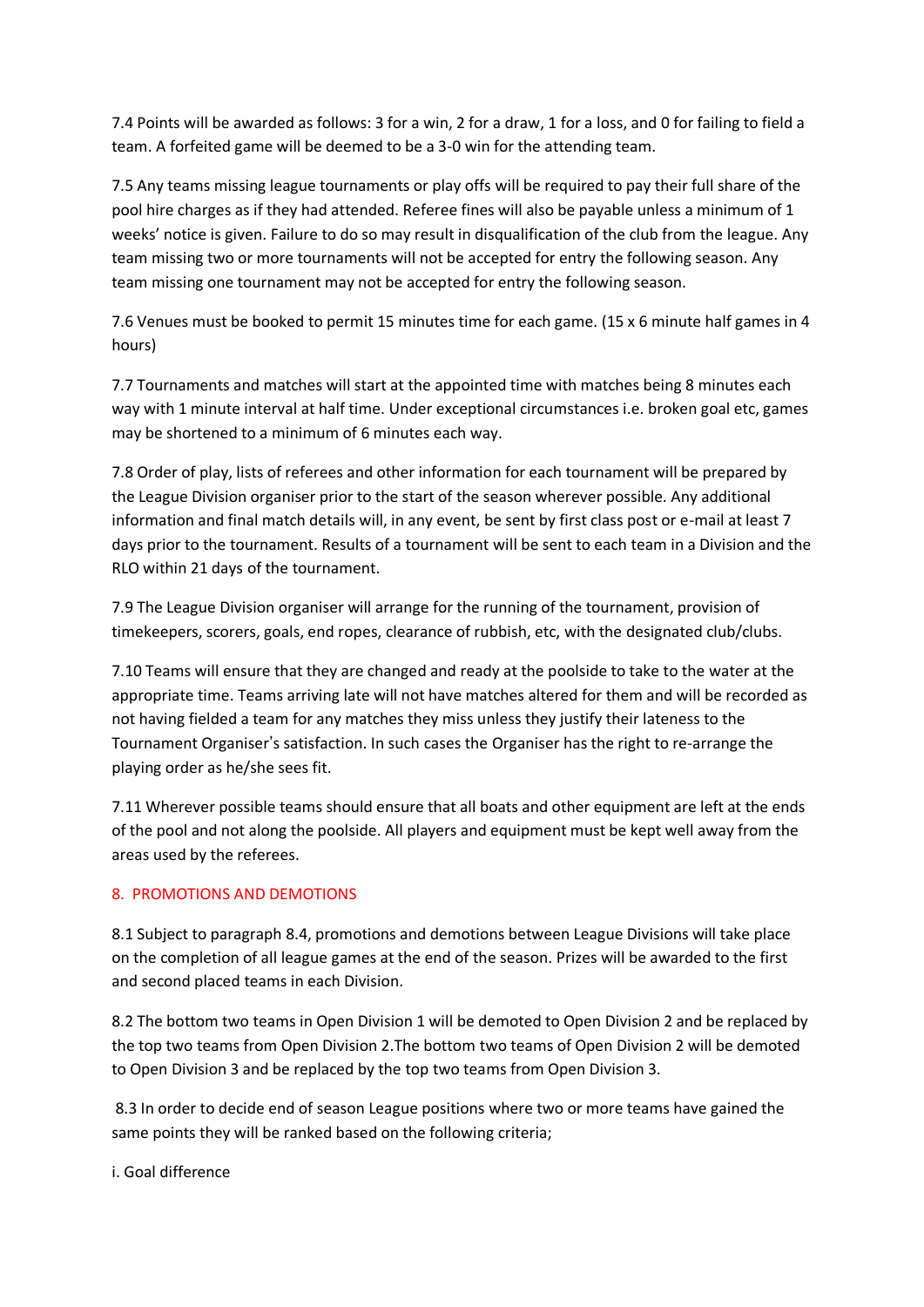7.4 Points will be awarded as follows: 3 for a win, 2 for a draw, 1 for a loss, and 0 for failing to field a team. A forfeited game will be deemed to be a 3-0 win for the attending team.

7.5 Any teams missing league tournaments or play offs will be required to pay their full share of the pool hire charges as if they had attended. Referee fines will also be payable unless a minimum of 1 weeks' notice is given. Failure to do so may result in disqualification of the club from the league. Any team missing two or more tournaments will not be accepted for entry the following season. Any team missing one tournament may not be accepted for entry the following season.

7.6 Venues must be booked to permit 15 minutes time for each game. (15 x 6 minute half games in 4 hours)

7.7 Tournaments and matches will start at the appointed time with matches being 8 minutes each way with 1 minute interval at half time. Under exceptional circumstances i.e. broken goal etc, games may be shortened to a minimum of 6 minutes each way.

7.8 Order of play, lists of referees and other information for each tournament will be prepared by the League Division organiser prior to the start of the season wherever possible. Any additional information and final match details will, in any event, be sent by first class post or e-mail at least 7 days prior to the tournament. Results of a tournament will be sent to each team in a Division and the RLO within 21 days of the tournament.

7.9 The League Division organiser will arrange for the running of the tournament, provision of timekeepers, scorers, goals, end ropes, clearance of rubbish, etc, with the designated club/clubs.

7.10 Teams will ensure that they are changed and ready at the poolside to take to the water at the appropriate time. Teams arriving late will not have matches altered for them and will be recorded as not having fielded a team for any matches they miss unless they justify their lateness to the Tournament Organiser's satisfaction. In such cases the Organiser has the right to re-arrange the playing order as he/she sees fit.

7.11 Wherever possible teams should ensure that all boats and other equipment are left at the ends of the pool and not along the poolside. All players and equipment must be kept well away from the areas used by the referees.

## 8. PROMOTIONS AND DEMOTIONS

8.1 Subject to paragraph 8.4, promotions and demotions between League Divisions will take place on the completion of all league games at the end of the season. Prizes will be awarded to the first and second placed teams in each Division.

8.2 The bottom two teams in Open Division 1 will be demoted to Open Division 2 and be replaced by the top two teams from Open Division 2.The bottom two teams of Open Division 2 will be demoted to Open Division 3 and be replaced by the top two teams from Open Division 3.

8.3 In order to decide end of season League positions where two or more teams have gained the same points they will be ranked based on the following criteria;

i. Goal difference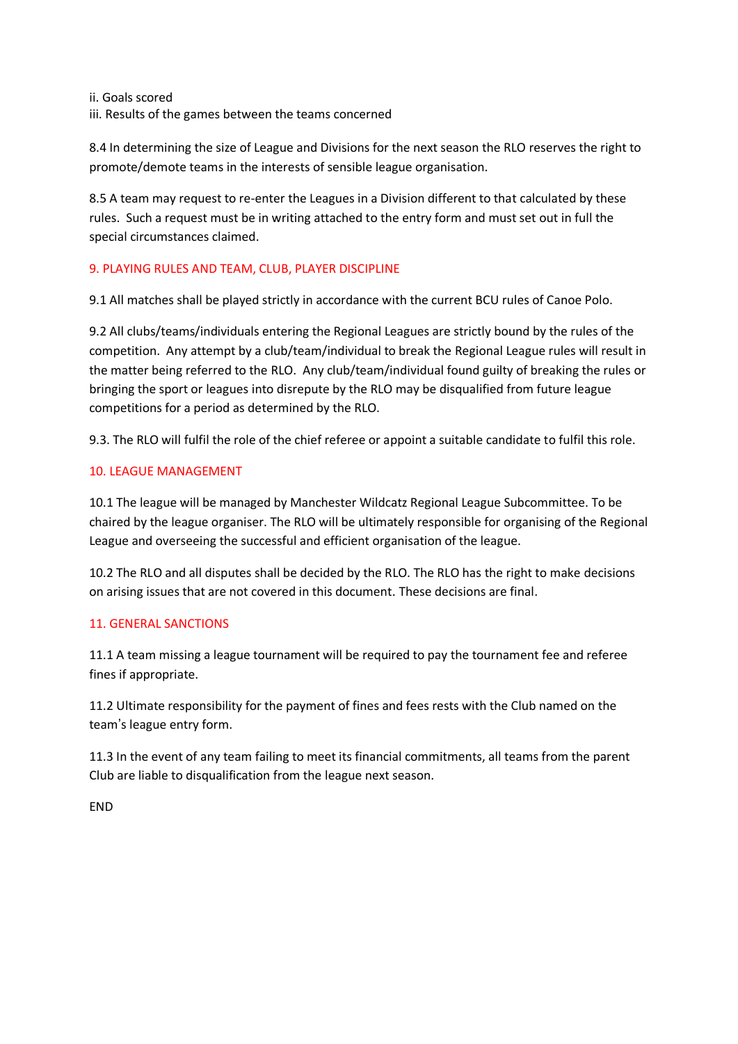ii. Goals scored

iii. Results of the games between the teams concerned

8.4 In determining the size of League and Divisions for the next season the RLO reserves the right to promote/demote teams in the interests of sensible league organisation.

8.5 A team may request to re-enter the Leagues in a Division different to that calculated by these rules. Such a request must be in writing attached to the entry form and must set out in full the special circumstances claimed.

## 9. PLAYING RULES AND TEAM, CLUB, PLAYER DISCIPLINE

9.1 All matches shall be played strictly in accordance with the current BCU rules of Canoe Polo.

9.2 All clubs/teams/individuals entering the Regional Leagues are strictly bound by the rules of the competition. Any attempt by a club/team/individual to break the Regional League rules will result in the matter being referred to the RLO. Any club/team/individual found guilty of breaking the rules or bringing the sport or leagues into disrepute by the RLO may be disqualified from future league competitions for a period as determined by the RLO.

9.3. The RLO will fulfil the role of the chief referee or appoint a suitable candidate to fulfil this role.

## 10. LEAGUE MANAGEMENT

10.1 The league will be managed by Manchester Wildcatz Regional League Subcommittee. To be chaired by the league organiser. The RLO will be ultimately responsible for organising of the Regional League and overseeing the successful and efficient organisation of the league.

10.2 The RLO and all disputes shall be decided by the RLO. The RLO has the right to make decisions on arising issues that are not covered in this document. These decisions are final.

## 11. GENERAL SANCTIONS

11.1 A team missing a league tournament will be required to pay the tournament fee and referee fines if appropriate.

11.2 Ultimate responsibility for the payment of fines and fees rests with the Club named on the team's league entry form.

11.3 In the event of any team failing to meet its financial commitments, all teams from the parent Club are liable to disqualification from the league next season.

END